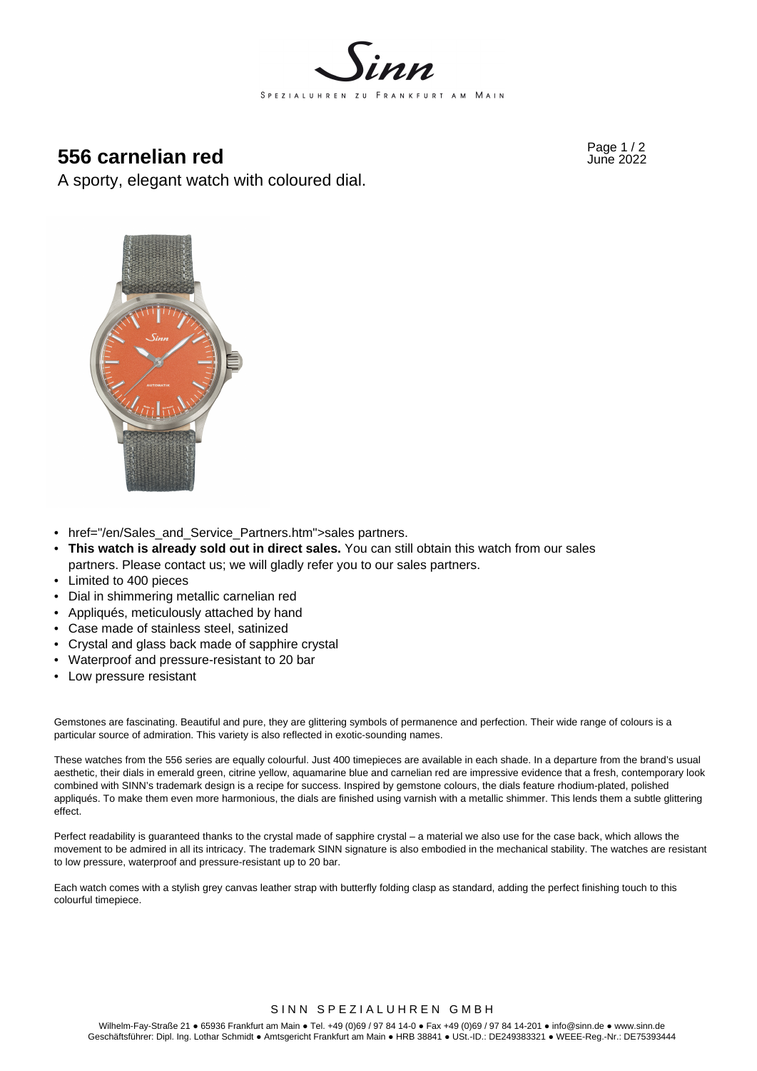# 556 carnelian red

A sporty, elegant watch with coloured dial.

- href="/en/Sales_and_Service_Partners.htm">sales partners.
- **This watch is already sold out in direct sales.** You can still obtain this watch from our sales partners. Please contact us; we will gladly refer you to our sales partners.
- Limited to 400 pieces
- Dial in shimmering metallic carnelian red
- Appliqués, meticulously attached by hand
- Case made of stainless steel, satinized
- Crystal and glass back made of sapphire crystal
- Waterproof and pressure-resistant to 20 bar
- Low pressure resistant

Gemstones are fascinating. Beautiful and pure, they are glittering symbols of permanence and perfection. Their wide range of colours is a particular source of admiration. This variety is also reflected in exotic-sounding names.

These watches from the 556 series are equally colourful. Just 400 timepieces are available in each shade. In a departure from the brand's usual aesthetic, their dials in emerald green, citrine yellow, aquamarine blue and carnelian red are impressive evidence that a fresh, contemporary look combined with SINN's trademark design is a recipe for success. Inspired by gemstone colours, the dials feature rhodium-plated, polished appliqués. To make them even more harmonious, the dials are finished using varnish with a metallic shimmer. This lends them a subtle glittering effect.

Perfect readability is guaranteed thanks to the crystal made of sapphire crystal – a material we also use for the case back, which allows the movement to be admired in all its intricacy. The trademark SINN signature is also embodied in the mechanical stability. The watches are resistant to low pressure, waterproof and pressure-resistant up to 20 bar.

Each watch comes with a stylish grey canvas leather strap with butterfly folding clasp as standard, adding the perfect finishing touch to this colourful timepiece.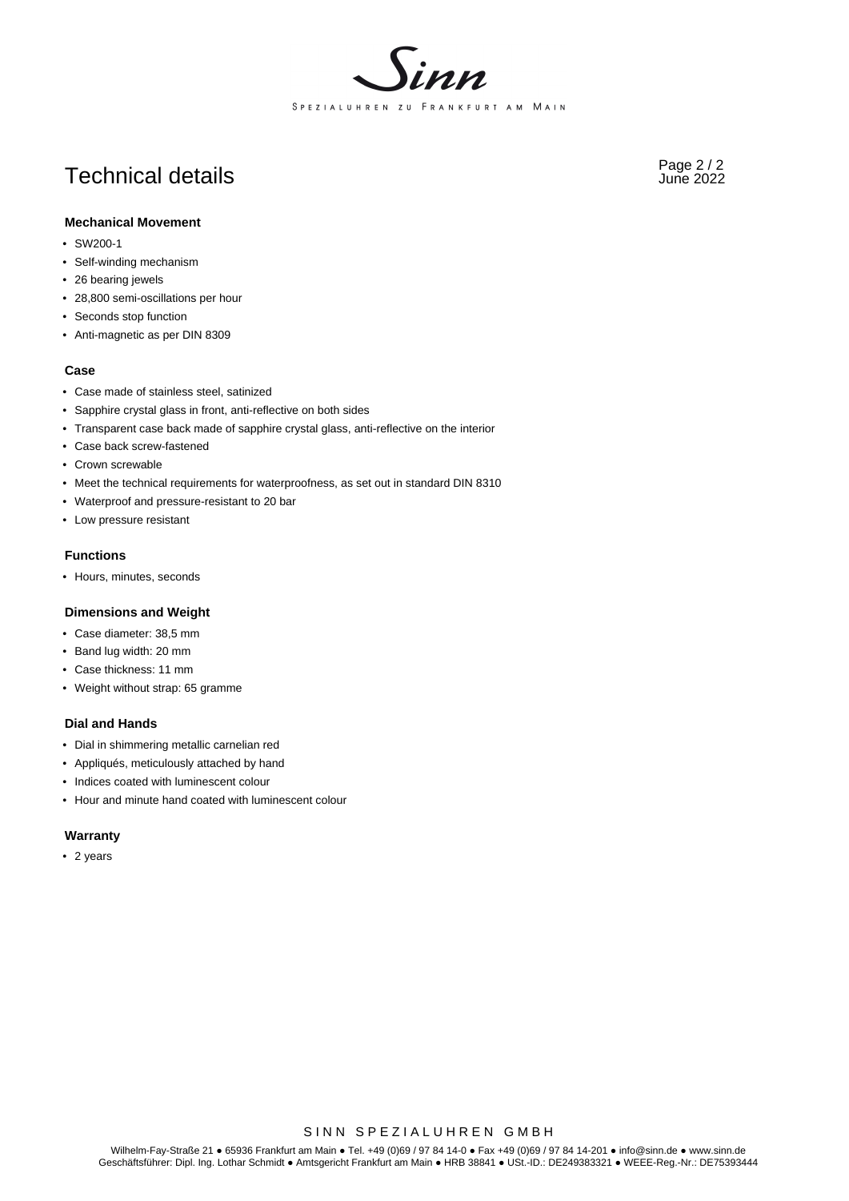# Technical details

June 2022

### Mechanical Movement

- SW200-1
- Self-winding mechanism
- 26 bearing jewels
- 28,800 semi-oscillations per hour
- Seconds stop function
- Anti-magnetic as per DIN 8309

### Case

- Case made of stainless steel, satinized
- Sapphire crystal glass in front, anti-reflective on both sides
- Transparent case back made of sapphire crystal glass, anti-reflective on the interior
- Case back screw-fastened
- Crown screwable
- Meet the technical requirements for waterproofness, as set out in standard DIN 8310
- Waterproof and pressure-resistant to 20 bar
- Low pressure resistant

### Functions

- Hours, minutes, seconds

### Dimensions and Weight

- Case diameter: 38,5 mm
- Band lug width: 20 mm
- Case thickness: 11 mm
- Weight without strap: 65 gramme

### Dial and Hands

- Dial in shimmering metallic carnelian red
- Appliqués, meticulously attached by hand
- Indices coated with luminescent colour
- Hour and minute hand coated with luminescent colour

### Warranty

- 2 years